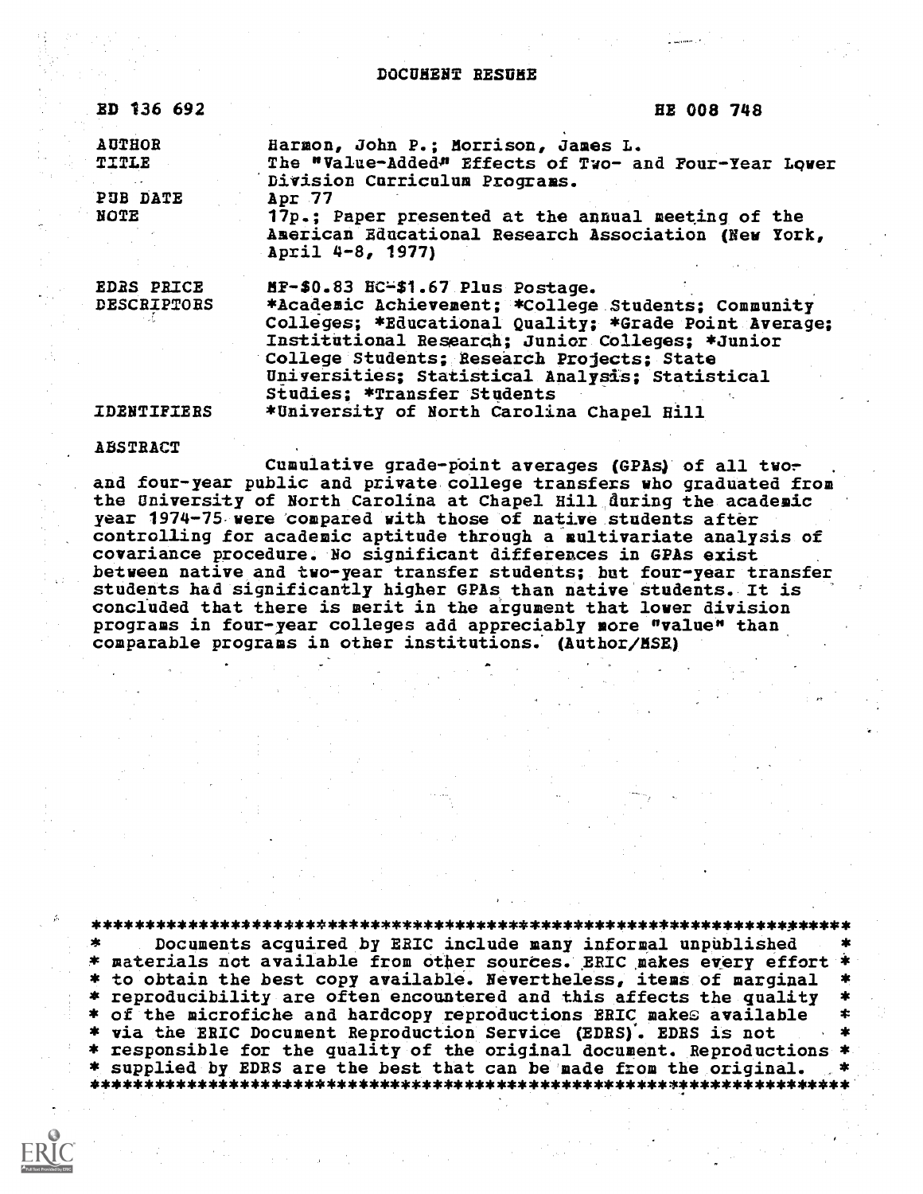# DOCUMENT RESUME

| | |
|---|---|
| ED 136 692 | HE 008 748 |
| AUTHOR | Harmon, John P.; Morrison, James L. |
| TITLE | The "Value-Added" Effects of Two- and Four-Year Lower Division Curriculum Programs. |
| PUB DATE | Apr 77 |
| NOTE | 17p.; Paper presented at the annual meeting of the American Educational Research Association (New York, April 4-8, 1977) |
| EDRS PRICE | MF-$0.83 HC-$1.67 Plus Postage. |
| DESCRIPTORS | *Academic Achievement; *College Students; Community Colleges; *Educational Quality; *Grade Point Average; Institutional Research; Junior Colleges; *Junior College Students; Research Projects; State Universities; Statistical Analysis; Statistical Studies; *Transfer Students |
| IDENTIFIERS | *University of North Carolina Chapel Hill |

## ABSTRACT

Cumulative grade-point averages (GPAs) of all two- and four-year public and private college transfers who graduated from the University of North Carolina at Chapel Hill during the academic year 1974-75 were compared with those of native students after controlling for academic aptitude through a multivariate analysis of covariance procedure. No significant differences in GPAs exist between native and two-year transfer students; but four-year transfer students had significantly higher GPAs than native students. It is concluded that there is merit in the argument that lower division programs in four-year colleges add appreciably more "value" than comparable programs in other institutions. (Author/MSE)

---

Documents acquired by ERIC include many informal unpublished materials not available from other sources. ERIC makes every effort to obtain the best copy available. Nevertheless, items of marginal reproducibility are often encountered and this affects the quality of the microfiche and hardcopy reproductions ERIC makes available via the ERIC Document Reproduction Service (EDRS). EDRS is not responsible for the quality of the original document. Reproductions supplied by EDRS are the best that can be made from the original.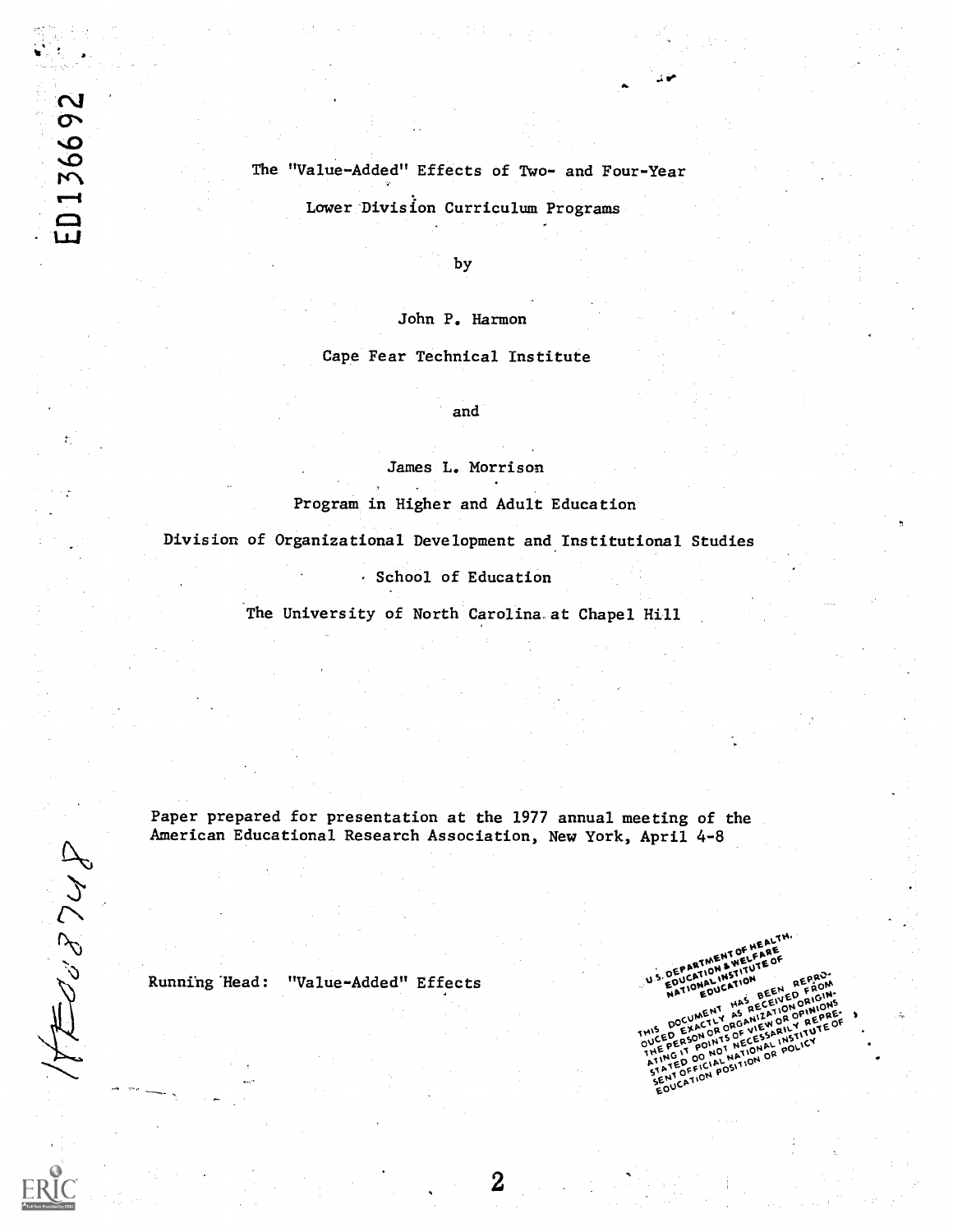The "Value-Added" Effects of Two- and Four-Year Lower Division Curriculum Programs

by

John P. Harmon

Cape Fear Technical Institute

and

James L. Morrison

Program in Higher and Adult Education

Division of Organizational Development and Institutional Studies

School of Education

The University of North Carolina at Chapel Hill

Paper prepared for presentation at the 1977 annual meeting of the American Educational Research Association, New York, April 4-8

Running Head: "Value-Added" Effects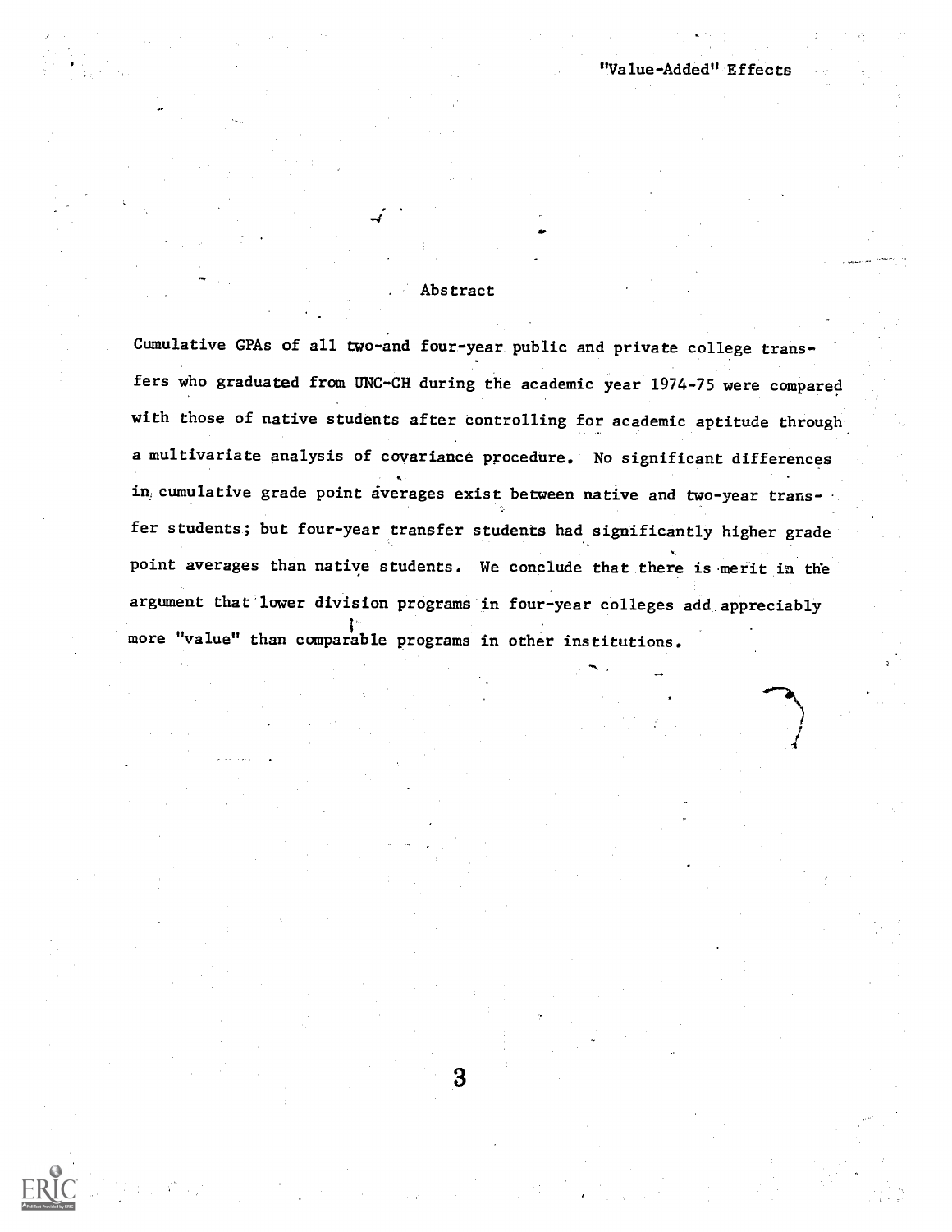## Abstract

Cumulative GPAs of all two-and four-year public and private college transfers who graduated from UNC-CH during the academic year 1974-75 were compared with those of native students after controlling for academic aptitude through a multivariate analysis of covariance procedure. No significant differences in cumulative grade point averages exist between native and two-year transfer students; but four-year transfer students had significantly higher grade point averages than native students. We conclude that there is merit in the argument that lower division programs in four-year colleges add appreciably more "value" than comparable programs in other institutions.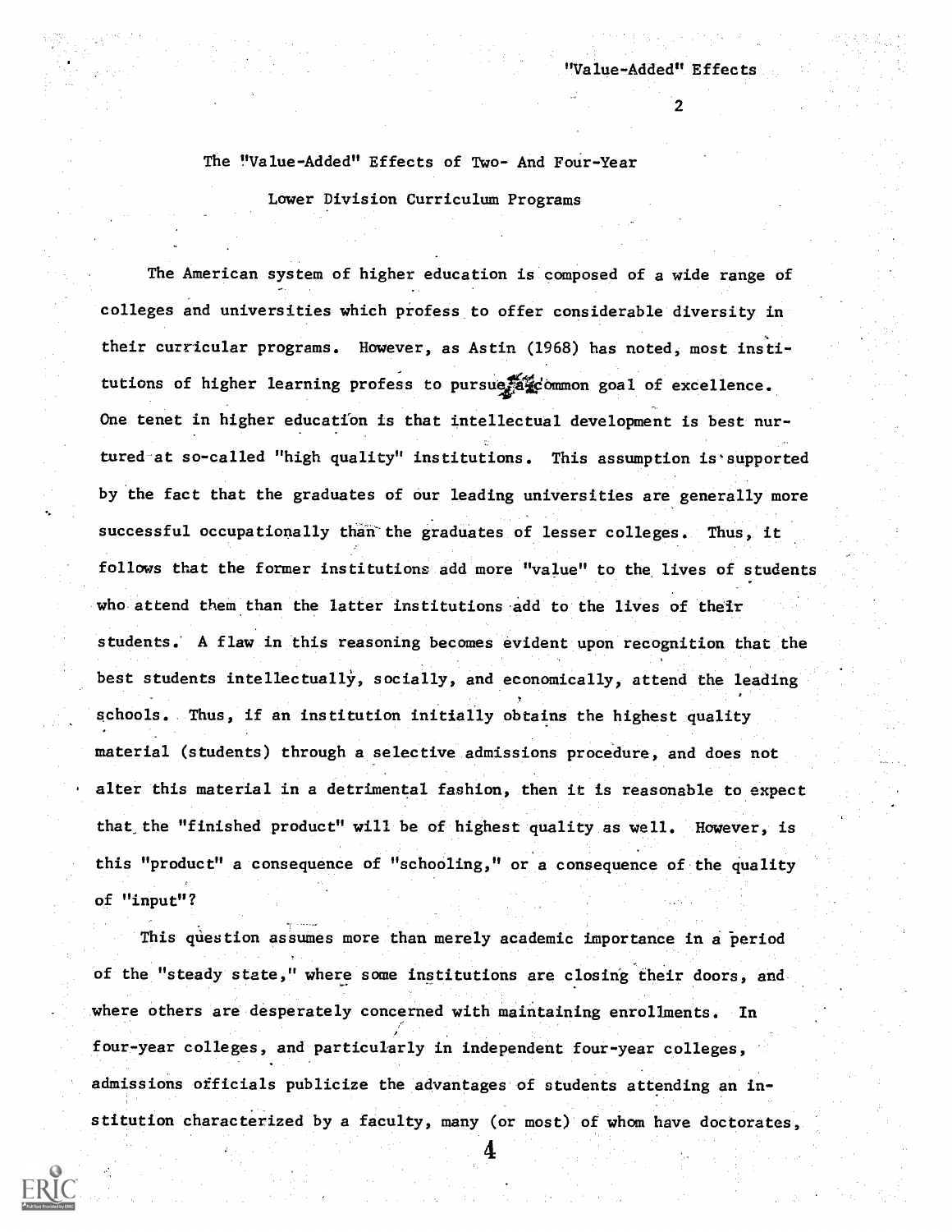## The "Value-Added" Effects of Two- And Four-Year Lower Division Curriculum Programs

The American system of higher education is composed of a wide range of colleges and universities which profess to offer considerable diversity in their curricular programs. However, as Astin (1968) has noted, most institutions of higher learning profess to pursue a common goal of excellence. One tenet in higher education is that intellectual development is best nurtured at so-called "high quality" institutions. This assumption is supported by the fact that the graduates of our leading universities are generally more successful occupationally than the graduates of lesser colleges. Thus, it follows that the former institutions add more "value" to the lives of students who attend them than the latter institutions add to the lives of their students. A flaw in this reasoning becomes evident upon recognition that the best students intellectually, socially, and economically, attend the leading schools. Thus, if an institution initially obtains the highest quality material (students) through a selective admissions procedure, and does not alter this material in a detrimental fashion, then it is reasonable to expect that the "finished product" will be of highest quality as well. However, is this "product" a consequence of "schooling," or a consequence of the quality of "input"?

This question assumes more than merely academic importance in a period of the "steady state," where some institutions are closing their doors, and where others are desperately concerned with maintaining enrollments. In four-year colleges, and particularly in independent four-year colleges, admissions officials publicize the advantages of students attending an institution characterized by a faculty, many (or most) of whom have doctorates,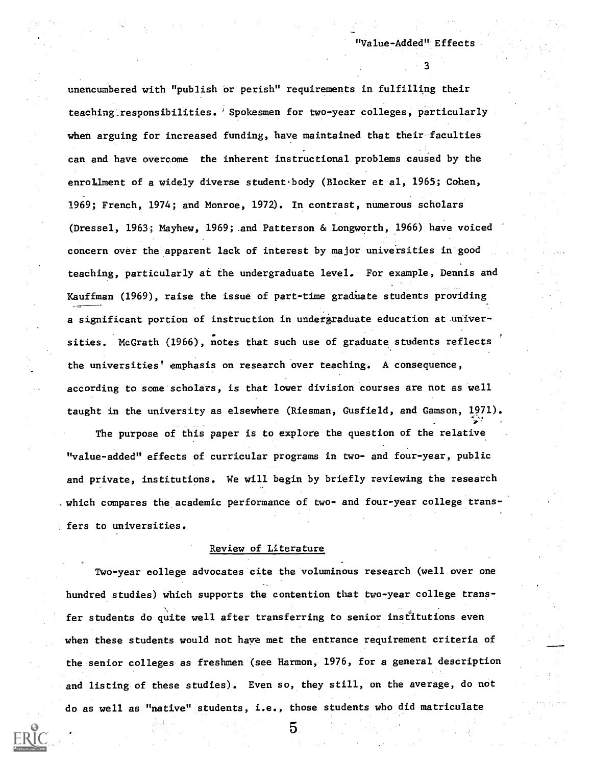unencumbered with "publish or perish" requirements in fulfilling their teaching responsibilities. Spokesmen for two-year colleges, particularly when arguing for increased funding, have maintained that their faculties can and have overcome the inherent instructional problems caused by the enrollment of a widely diverse student body (Blocker et al, 1965; Cohen, 1969; French, 1974; and Monroe, 1972). In contrast, numerous scholars (Dressel, 1963; Mayhew, 1969; and Patterson & Longworth, 1966) have voiced concern over the apparent lack of interest by major universities in good teaching, particularly at the undergraduate level. For example, Dennis and Kauffman (1969), raise the issue of part-time graduate students providing a significant portion of instruction in undergraduate education at universities. McGrath (1966), notes that such use of graduate students reflects the universities' emphasis on research over teaching. A consequence, according to some scholars, is that lower division courses are not as well taught in the university as elsewhere (Riesman, Gusfield, and Gamson, 1971).

The purpose of this paper is to explore the question of the relative "value-added" effects of curricular programs in two- and four-year, public and private, institutions. We will begin by briefly reviewing the research which compares the academic performance of two- and four-year college transfers to universities.

## Review of Literature

Two-year college advocates cite the voluminous research (well over one hundred studies) which supports the contention that two-year college transfer students do quite well after transferring to senior institutions even when these students would not have met the entrance requirement criteria of the senior colleges as freshmen (see Harmon, 1976, for a general description and listing of these studies). Even so, they still, on the average, do not do as well as "native" students, i.e., those students who did matriculate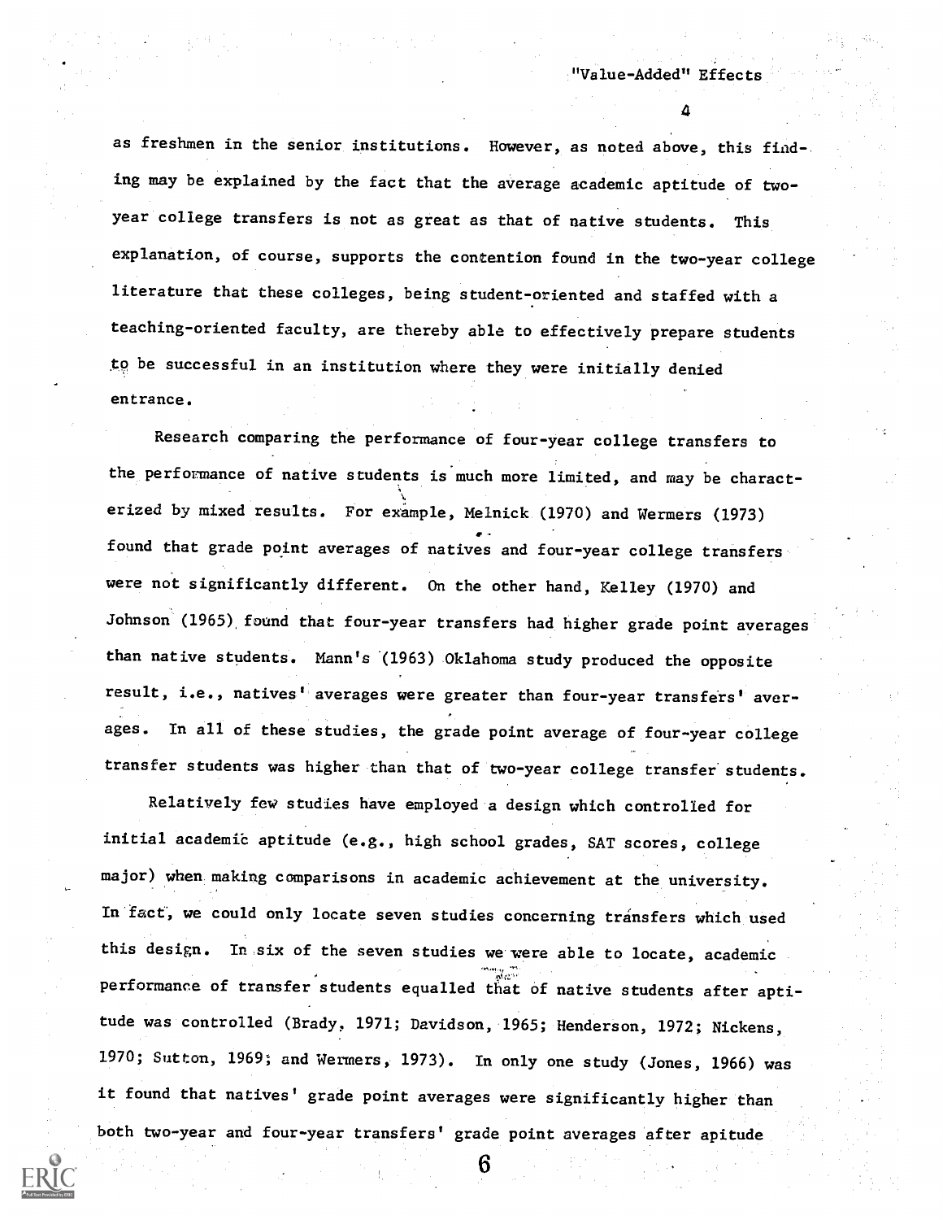as freshmen in the senior institutions. However, as noted above, this finding may be explained by the fact that the average academic aptitude of two-year college transfers is not as great as that of native students. This explanation, of course, supports the contention found in the two-year college literature that these colleges, being student-oriented and staffed with a teaching-oriented faculty, are thereby able to effectively prepare students to be successful in an institution where they were initially denied entrance.

Research comparing the performance of four-year college transfers to the performance of native students is much more limited, and may be characterized by mixed results. For example, Melnick (1970) and Wermers (1973) found that grade point averages of natives and four-year college transfers were not significantly different. On the other hand, Kelley (1970) and Johnson (1965) found that four-year transfers had higher grade point averages than native students. Mann's (1963) Oklahoma study produced the opposite result, i.e., natives' averages were greater than four-year transfers' averages. In all of these studies, the grade point average of four-year college transfer students was higher than that of two-year college transfer students.

Relatively few studies have employed a design which controlled for initial academic aptitude (e.g., high school grades, SAT scores, college major) when making comparisons in academic achievement at the university. In fact, we could only locate seven studies concerning transfers which used this design. In six of the seven studies we were able to locate, academic performance of transfer students equalled that of native students after aptitude was controlled (Brady, 1971; Davidson, 1965; Henderson, 1972; Nickens, 1970; Sutton, 1969; and Wermers, 1973). In only one study (Jones, 1966) was it found that natives' grade point averages were significantly higher than both two-year and four-year transfers' grade point averages after apitude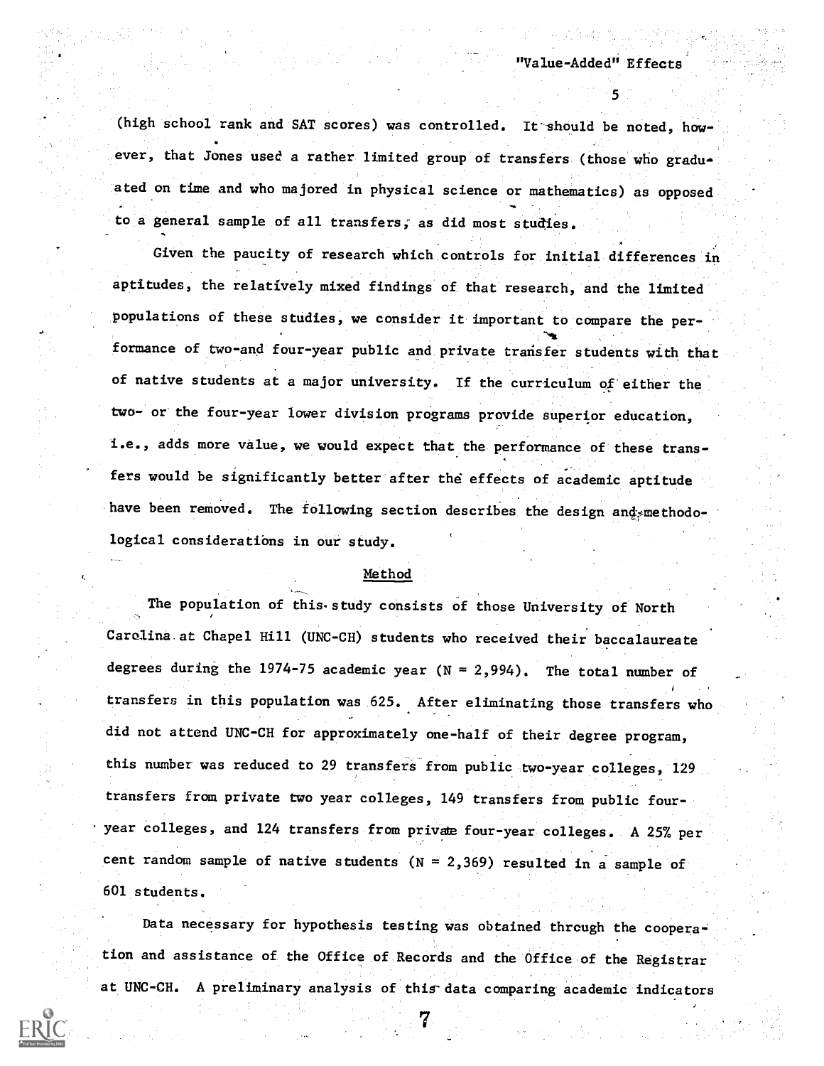(high school rank and SAT scores) was controlled. It should be noted, however, that Jones used a rather limited group of transfers (those who graduated on time and who majored in physical science or mathematics) as opposed to a general sample of all transfers, as did most studies.

Given the paucity of research which controls for initial differences in aptitudes, the relatively mixed findings of that research, and the limited populations of these studies, we consider it important to compare the performance of two-and four-year public and private transfer students with that of native students at a major university. If the curriculum of either the two- or the four-year lower division programs provide superior education, i.e., adds more value, we would expect that the performance of these transfers would be significantly better after the effects of academic aptitude have been removed. The following section describes the design and methodological considerations in our study.

## Method

The population of this study consists of those University of North Carolina at Chapel Hill (UNC-CH) students who received their baccalaureate degrees during the 1974-75 academic year (N = 2,994). The total number of transfers in this population was 625. After eliminating those transfers who did not attend UNC-CH for approximately one-half of their degree program, this number was reduced to 29 transfers from public two-year colleges, 129 transfers from private two year colleges, 149 transfers from public four-year colleges, and 124 transfers from private four-year colleges. A 25% per cent random sample of native students (N = 2,369) resulted in a sample of 601 students.

Data necessary for hypothesis testing was obtained through the cooperation and assistance of the Office of Records and the Office of the Registrar at UNC-CH. A preliminary analysis of this data comparing academic indicators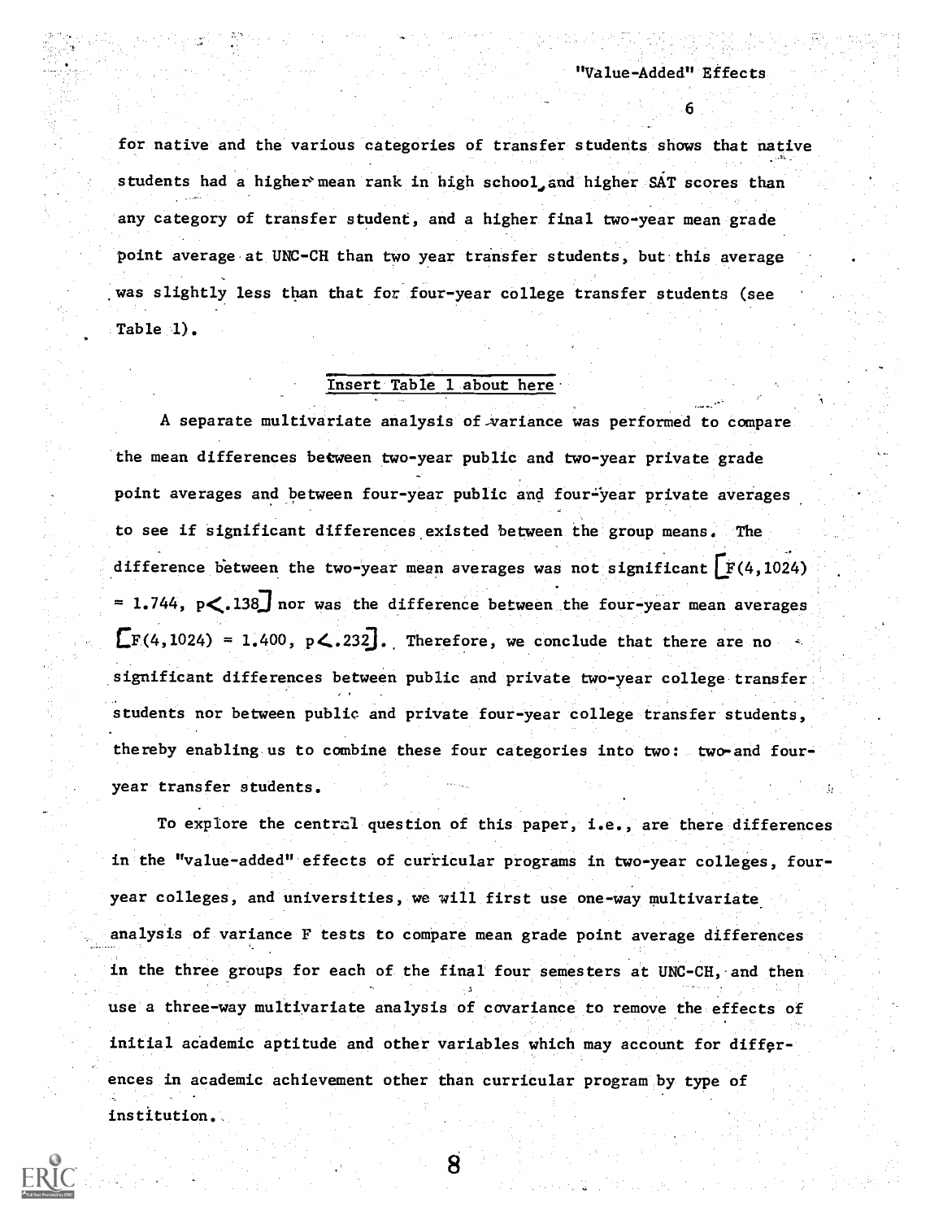for native and the various categories of transfer students shows that native students had a higher mean rank in high school and higher SAT scores than any category of transfer student, and a higher final two-year mean grade point average at UNC-CH than two year transfer students, but this average was slightly less than that for four-year college transfer students (see Table 1).

Insert Table 1 about here

A separate multivariate analysis of variance was performed to compare the mean differences between two-year public and two-year private grade point averages and between four-year public and four-year private averages to see if significant differences existed between the group means. The difference between the two-year mean averages was not significant [$F(4,1024) = 1.744$, $p < .138$] nor was the difference between the four-year mean averages [$F(4,1024) = 1.400$, $p < .232$]. Therefore, we conclude that there are no significant differences between public and private two-year college transfer students nor between public and private four-year college transfer students, thereby enabling us to combine these four categories into two: two-and four-year transfer students.

To explore the central question of this paper, i.e., are there differences in the "value-added" effects of curricular programs in two-year colleges, four-year colleges, and universities, we will first use one-way multivariate analysis of variance F tests to compare mean grade point average differences in the three groups for each of the final four semesters at UNC-CH, and then use a three-way multivariate analysis of covariance to remove the effects of initial academic aptitude and other variables which may account for differences in academic achievement other than curricular program by type of institution.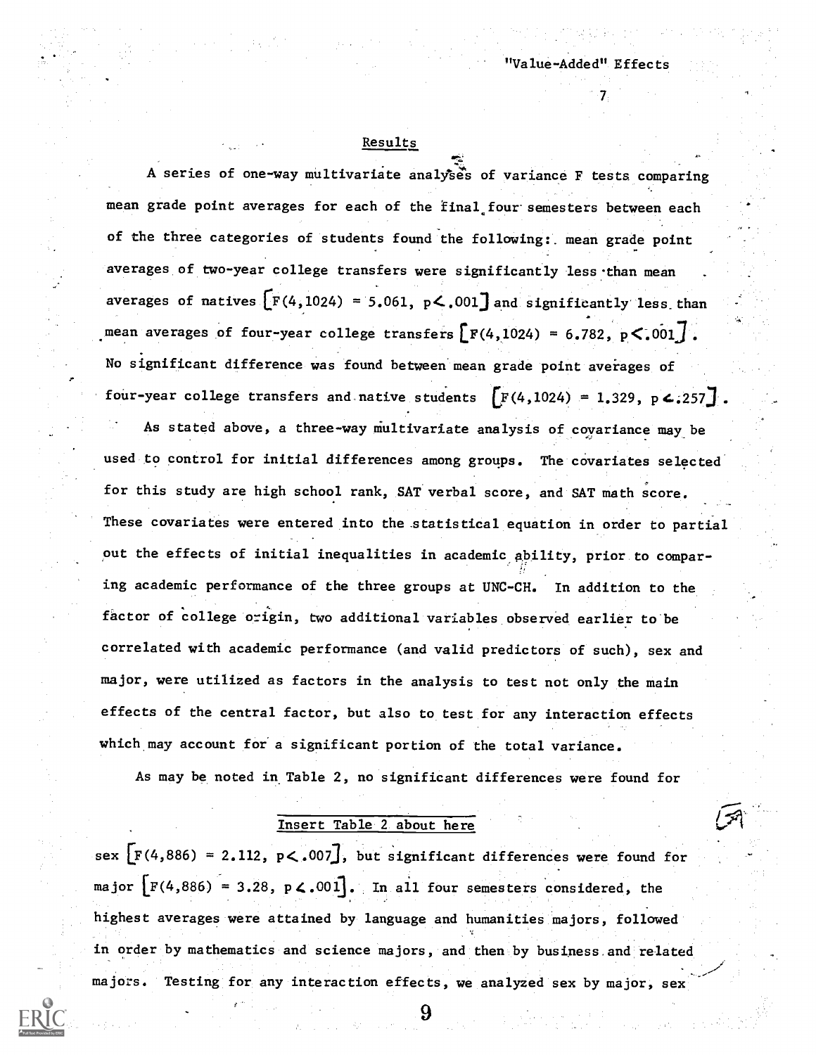## Results

A series of one-way multivariate analyses of variance F tests comparing mean grade point averages for each of the final four semesters between each of the three categories of students found the following: mean grade point averages of two-year college transfers were significantly less than mean averages of natives $[F(4,1024) = 5.061, p < .001]$ and significantly less than mean averages of four-year college transfers $[F(4,1024) = 6.782, p < .001]$. No significant difference was found between mean grade point averages of four-year college transfers and native students $[F(4,1024) = 1.329, p < .257]$.

As stated above, a three-way multivariate analysis of covariance may be used to control for initial differences among groups. The covariates selected for this study are high school rank, SAT verbal score, and SAT math score. These covariates were entered into the statistical equation in order to partial out the effects of initial inequalities in academic ability, prior to comparing academic performance of the three groups at UNC-CH. In addition to the factor of college origin, two additional variables observed earlier to be correlated with academic performance (and valid predictors of such), sex and major, were utilized as factors in the analysis to test not only the main effects of the central factor, but also to test for any interaction effects which may account for a significant portion of the total variance.

As may be noted in Table 2, no significant differences were found for

Insert Table 2 about here

sex $[F(4,886) = 2.112, p < .007]$, but significant differences were found for major $[F(4,886) = 3.28, p < .001]$. In all four semesters considered, the highest averages were attained by language and humanities majors, followed in order by mathematics and science majors, and then by business and related majors. Testing for any interaction effects, we analyzed sex by major, sex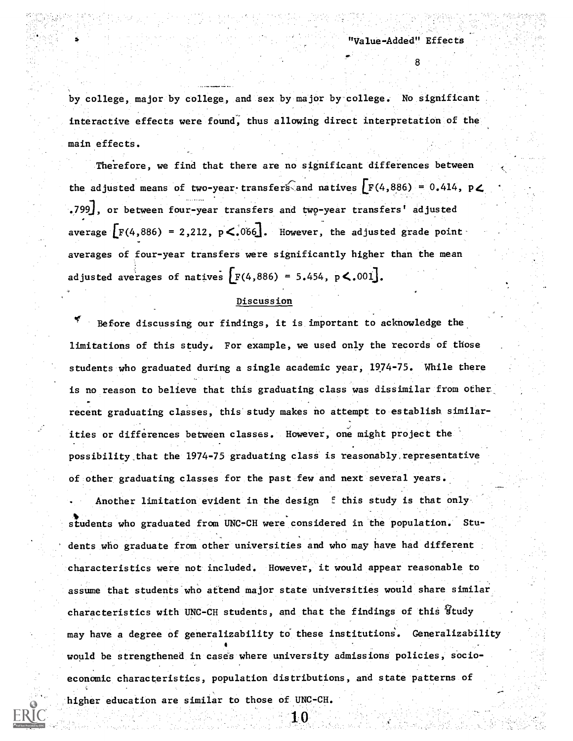by college, major by college, and sex by major by college. No significant interactive effects were found, thus allowing direct interpretation of the main effects.

Therefore, we find that there are no significant differences between the adjusted means of two-year transfers and natives [$F(4,886) = 0.414$, $p < .799$], or between four-year transfers and two-year transfers' adjusted average [$F(4,886) = 2,212$, $p < .066$]. However, the adjusted grade point averages of four-year transfers were significantly higher than the mean adjusted averages of natives [$F(4,886) = 5.454$, $p < .001$].

## Discussion

Before discussing our findings, it is important to acknowledge the limitations of this study. For example, we used only the records of those students who graduated during a single academic year, 1974-75. While there is no reason to believe that this graduating class was dissimilar from other recent graduating classes, this study makes no attempt to establish similarities or differences between classes. However, one might project the possibility that the 1974-75 graduating class is reasonably representative of other graduating classes for the past few and next several years.

Another limitation evident in the design of this study is that only students who graduated from UNC-CH were considered in the population. Students who graduate from other universities and who may have had different characteristics were not included. However, it would appear reasonable to assume that students who attend major state universities would share similar characteristics with UNC-CH students, and that the findings of this study may have a degree of generalizability to these institutions. Generalizability would be strengthened in cases where university admissions policies, socioeconomic characteristics, population distributions, and state patterns of higher education are similar to those of UNC-CH.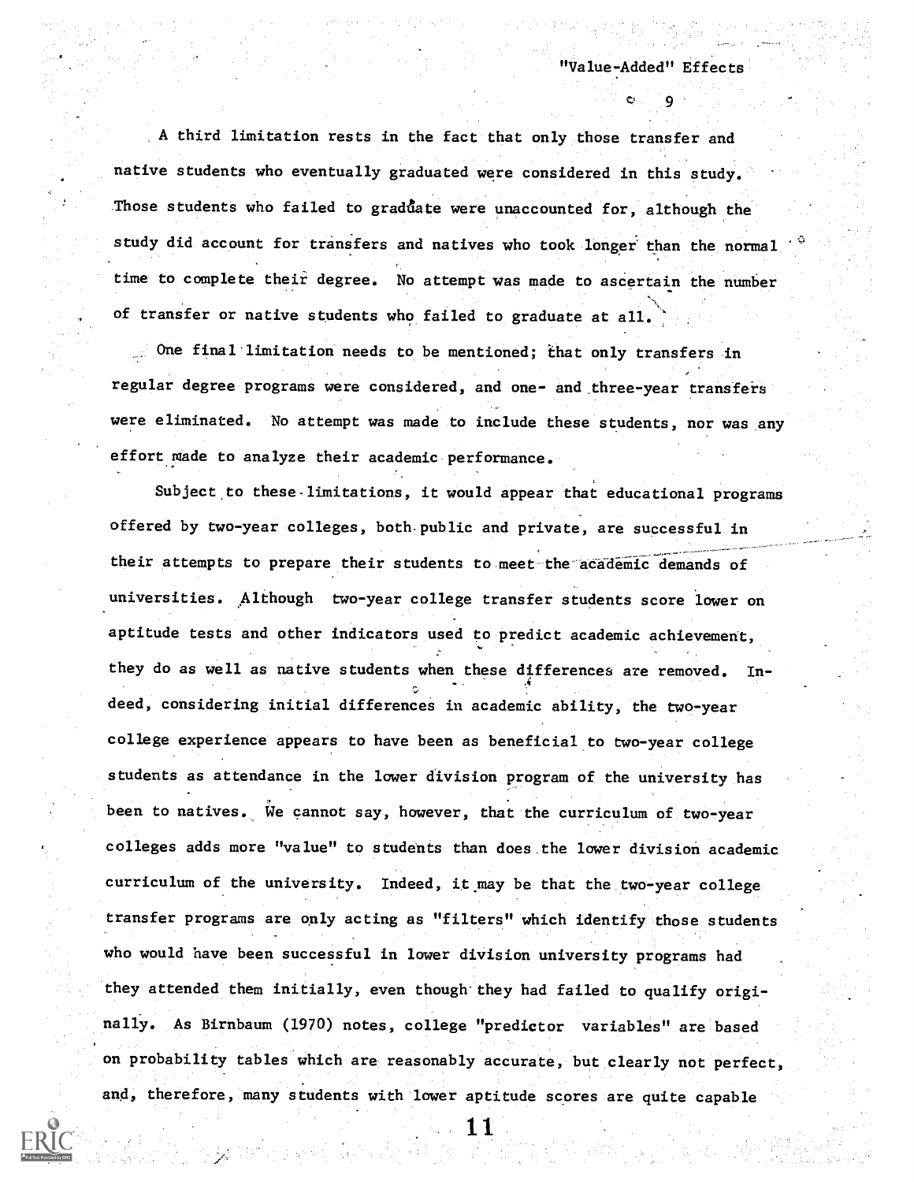A third limitation rests in the fact that only those transfer and native students who eventually graduated were considered in this study. Those students who failed to graduate were unaccounted for, although the study did account for transfers and natives who took longer than the normal time to complete their degree. No attempt was made to ascertain the number of transfer or native students who failed to graduate at all.

One final limitation needs to be mentioned; that only transfers in regular degree programs were considered, and one- and three-year transfers were eliminated. No attempt was made to include these students, nor was any effort made to analyze their academic performance.

Subject to these limitations, it would appear that educational programs offered by two-year colleges, both public and private, are successful in their attempts to prepare their students to meet the academic demands of universities. Although two-year college transfer students score lower on aptitude tests and other indicators used to predict academic achievement, they do as well as native students when these differences are removed. Indeed, considering initial differences in academic ability, the two-year college experience appears to have been as beneficial to two-year college students as attendance in the lower division program of the university has been to natives. We cannot say, however, that the curriculum of two-year colleges adds more "value" to students than does the lower division academic curriculum of the university. Indeed, it may be that the two-year college transfer programs are only acting as "filters" which identify those students who would have been successful in lower division university programs had they attended them initially, even though they had failed to qualify originally. As Birnbaum (1970) notes, college "predictor variables" are based on probability tables which are reasonably accurate, but clearly not perfect, and, therefore, many students with lower aptitude scores are quite capable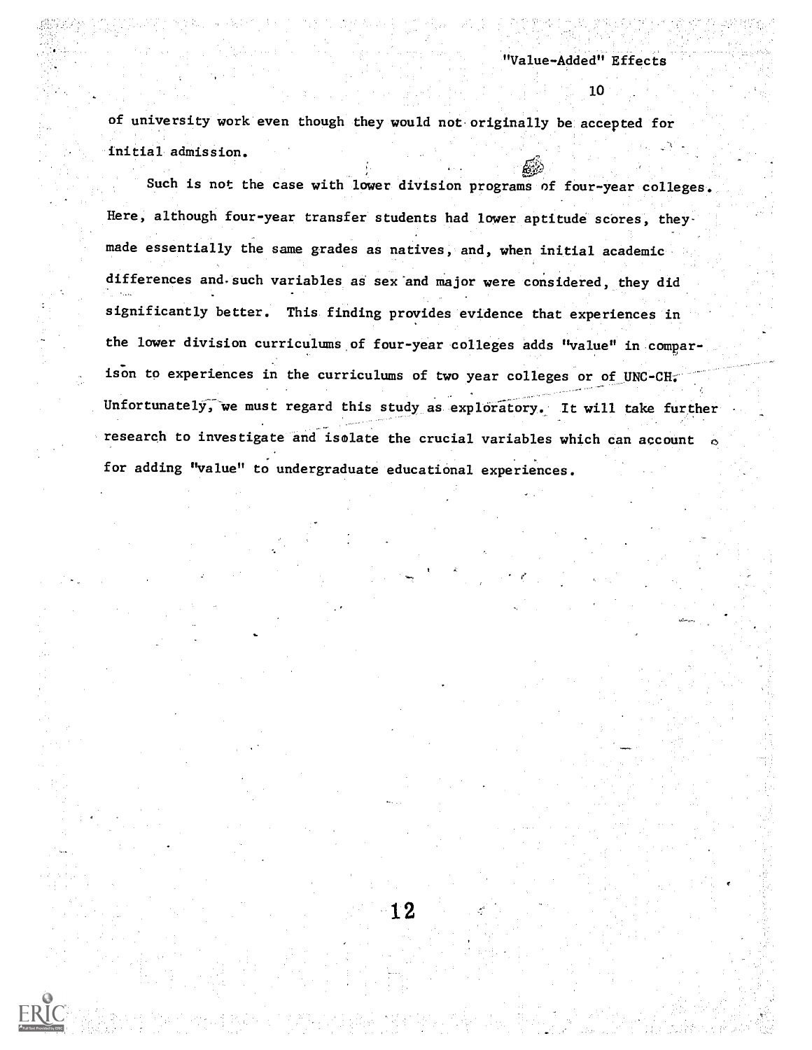of university work even though they would not originally be accepted for initial admission.

Such is not the case with lower division programs of four-year colleges. Here, although four-year transfer students had lower aptitude scores, they made essentially the same grades as natives, and, when initial academic differences and such variables as sex and major were considered, they did significantly better. This finding provides evidence that experiences in the lower division curriculums of four-year colleges adds "value" in comparison to experiences in the curriculums of two year colleges or of UNC-CH. Unfortunately, we must regard this study as exploratory. It will take further research to investigate and isolate the crucial variables which can account for adding "value" to undergraduate educational experiences.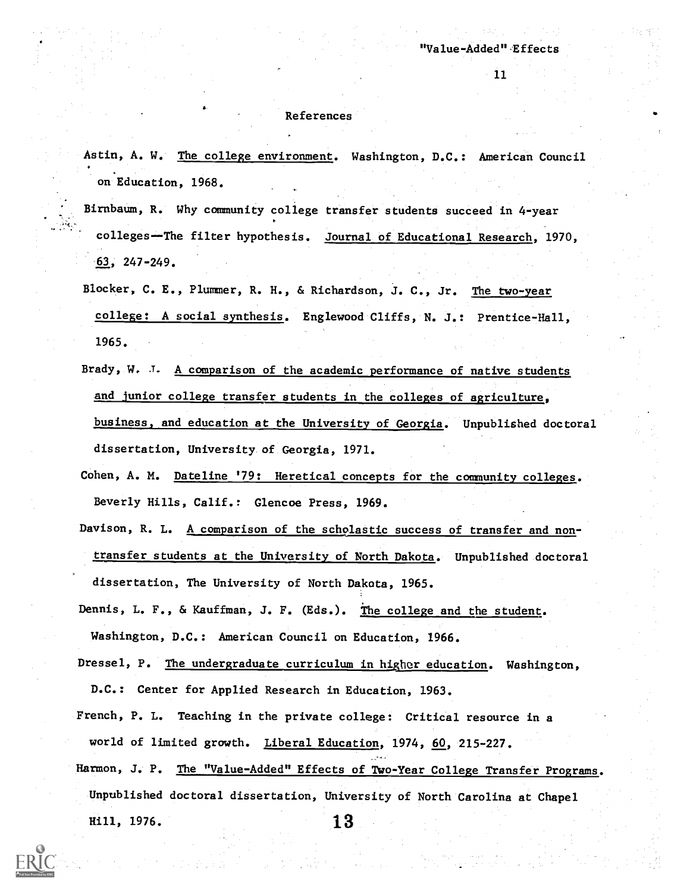## References

Astin, A. W. The college environment. Washington, D.C.: American Council on Education, 1968.

Birnbaum, R. Why community college transfer students succeed in 4-year colleges—The filter hypothesis. Journal of Educational Research, 1970, 63, 247-249.

Blocker, C. E., Plummer, R. H., & Richardson, J. C., Jr. The two-year college: A social synthesis. Englewood Cliffs, N. J.: Prentice-Hall, 1965.

Brady, W. J. A comparison of the academic performance of native students and junior college transfer students in the colleges of agriculture, business, and education at the University of Georgia. Unpublished doctoral dissertation, University of Georgia, 1971.

Cohen, A. M. Dateline '79: Heretical concepts for the community colleges. Beverly Hills, Calif.: Glencoe Press, 1969.

Davison, R. L. A comparison of the scholastic success of transfer and non-transfer students at the University of North Dakota. Unpublished doctoral dissertation, The University of North Dakota, 1965.

Dennis, L. F., & Kauffman, J. F. (Eds.). The college and the student. Washington, D.C.: American Council on Education, 1966.

Dressel, P. The undergraduate curriculum in higher education. Washington, D.C.: Center for Applied Research in Education, 1963.

French, P. L. Teaching in the private college: Critical resource in a world of limited growth. Liberal Education, 1974, 60, 215-227.

Harmon, J. P. The "Value-Added" Effects of Two-Year College Transfer Programs. Unpublished doctoral dissertation, University of North Carolina at Chapel Hill, 1976.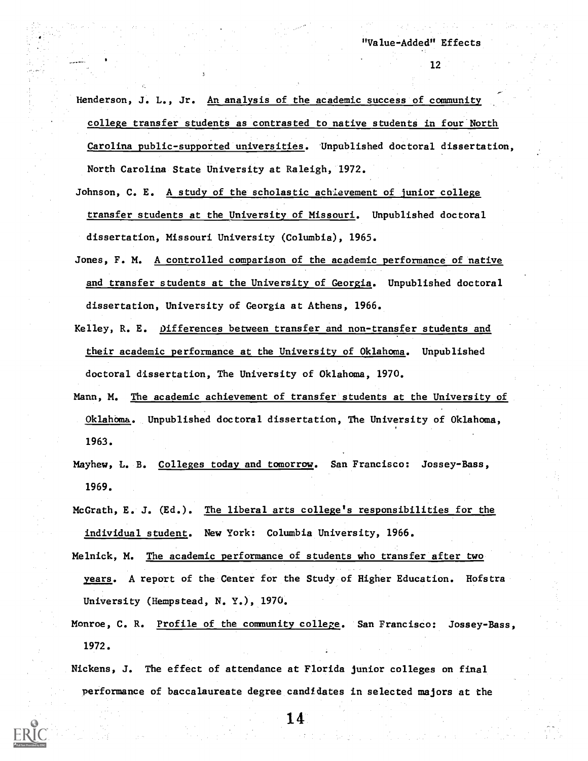Henderson, J. L., Jr. An analysis of the academic success of community college transfer students as contrasted to native students in four North Carolina public-supported universities. Unpublished doctoral dissertation, North Carolina State University at Raleigh, 1972.

Johnson, C. E. A study of the scholastic achievement of junior college transfer students at the University of Missouri. Unpublished doctoral dissertation, Missouri University (Columbia), 1965.

Jones, F. M. A controlled comparison of the academic performance of native and transfer students at the University of Georgia. Unpublished doctoral dissertation, University of Georgia at Athens, 1966.

Kelley, R. E. Differences between transfer and non-transfer students and their academic performance at the University of Oklahoma. Unpublished doctoral dissertation, The University of Oklahoma, 1970.

Mann, M. The academic achievement of transfer students at the University of Oklahoma. Unpublished doctoral dissertation, The University of Oklahoma, 1963.

Mayhew, L. B. Colleges today and tomorrow. San Francisco: Jossey-Bass, 1969.

McGrath, E. J. (Ed.). The liberal arts college's responsibilities for the individual student. New York: Columbia University, 1966.

Melnick, M. The academic performance of students who transfer after two years. A report of the Center for the Study of Higher Education. Hofstra University (Hempstead, N. Y.), 1970.

Monroe, C. R. Profile of the community college. San Francisco: Jossey-Bass, 1972.

Nickens, J. The effect of attendance at Florida junior colleges on final performance of baccalaureate degree candidates in selected majors at the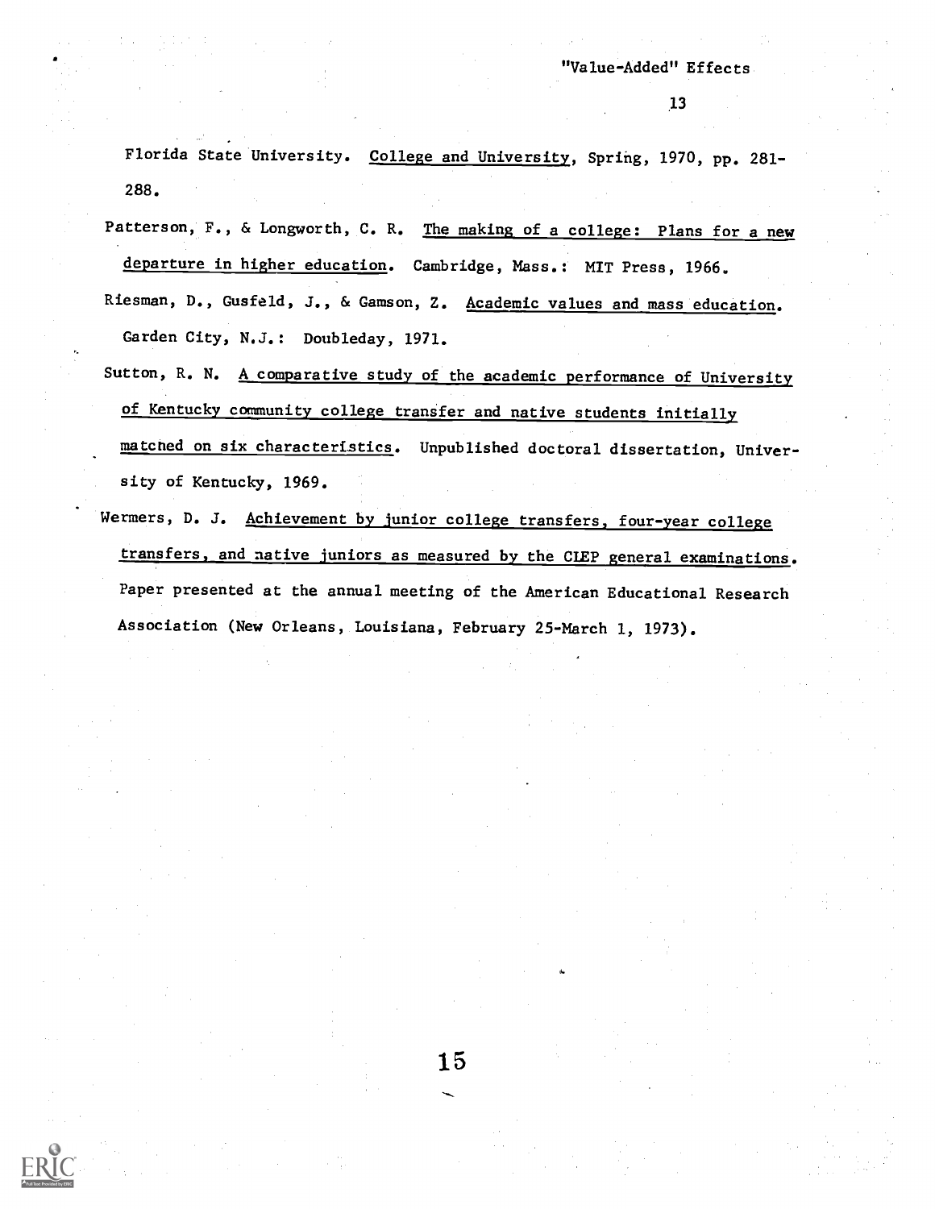Florida State University. College and University, Spring, 1970, pp. 281-288.

Patterson, F., & Longworth, C. R. The making of a college: Plans for a new departure in higher education. Cambridge, Mass.: MIT Press, 1966.

Riesman, D., Gusfeld, J., & Gamson, Z. Academic values and mass education. Garden City, N.J.: Doubleday, 1971.

Sutton, R. N. A comparative study of the academic performance of University of Kentucky community college transfer and native students initially matched on six characteristics. Unpublished doctoral dissertation, University of Kentucky, 1969.

Wermers, D. J. Achievement by junior college transfers, four-year college transfers, and native juniors as measured by the CLEP general examinations. Paper presented at the annual meeting of the American Educational Research Association (New Orleans, Louisiana, February 25-March 1, 1973).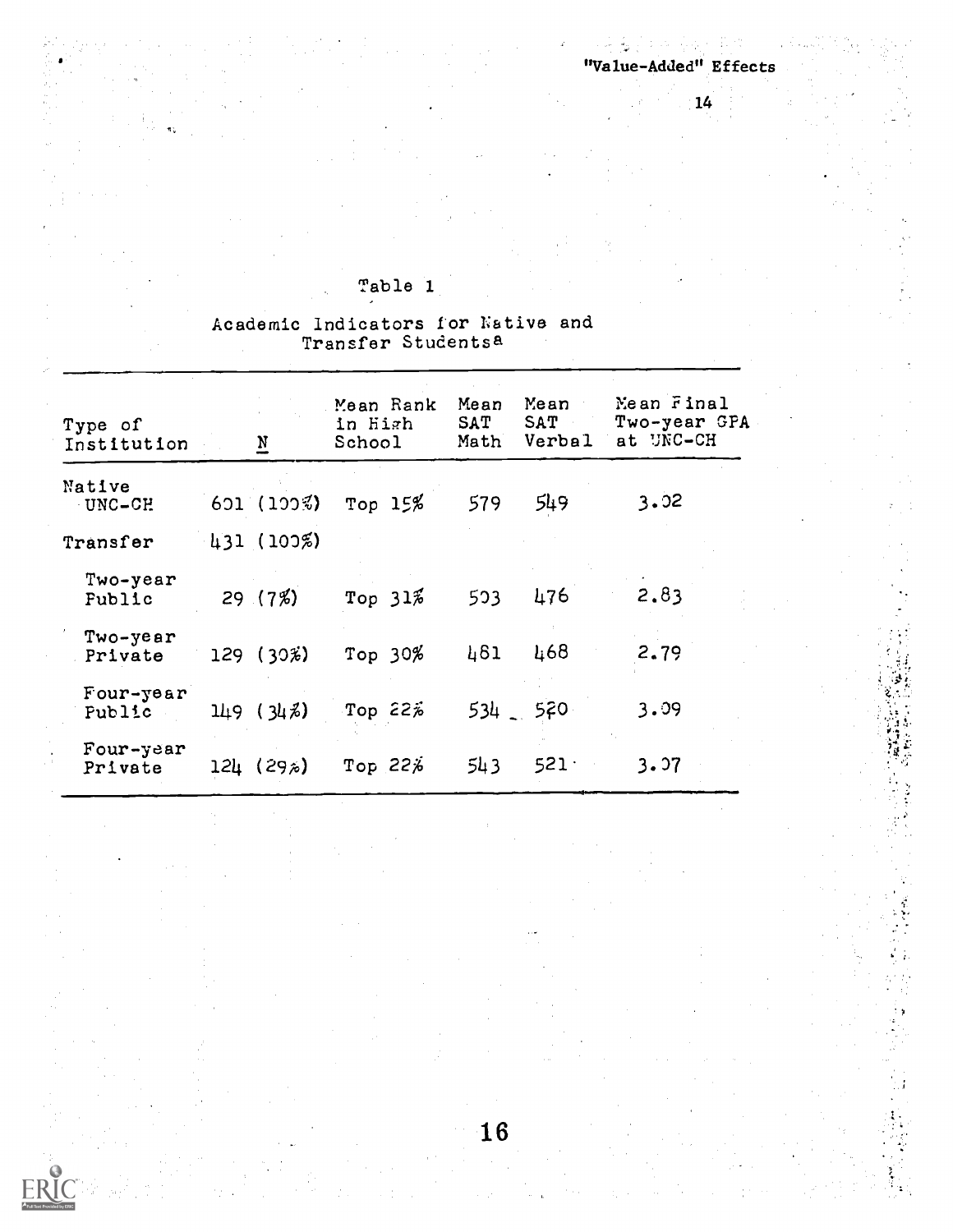Table 1

Academic Indicators for Native and Transfer Students[a]

| Type of Institution | N | Mean Rank in High School | Mean SAT Math | Mean SAT Verbal | Mean Final Two-year GPA at UNC-CH |
|---|---|---|---|---|---|
| Native UNC-CH | 601 (100%) | Top 15% | 579 | 549 | 3.02 |
| Transfer | 431 (100%) | | | | |
| Two-year Public | 29 (7%) | Top 31% | 503 | 476 | 2.83 |
| Two-year Private | 129 (30%) | Top 30% | 481 | 468 | 2.79 |
| Four-year Public | 149 (34%) | Top 22% | 534 | 520 | 3.09 |
| Four-year Private | 124 (29%) | Top 22% | 543 | 521 | 3.07 |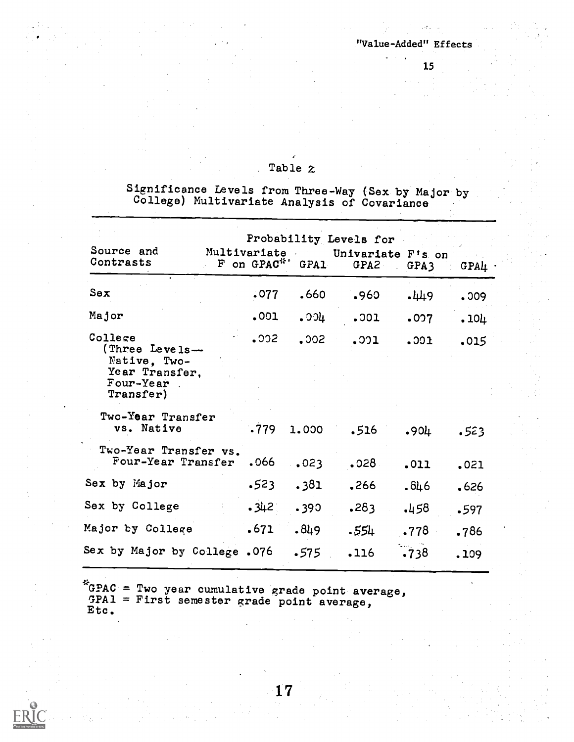Table 2

Significance Levels from Three-Way (Sex by Major by College) Multivariate Analysis of Covariance

| Source and Contrasts | Probability Levels for Multivariate F on GPAC* | Univariate F's on GPA1 | GPA2 | GPA3 | GPA4 |
|---|---|---|---|---|---|
| Sex | .077 | .660 | .960 | .449 | .009 |
| Major | .001 | .004 | .001 | .007 | .104 |
| College (Three Levels—Native, Two-Year Transfer, Four-Year Transfer) | .002 | .002 | .001 | .001 | .015 |
| Two-Year Transfer vs. Native | .779 | 1.000 | .516 | .904 | .523 |
| Two-Year Transfer vs. Four-Year Transfer | .066 | .023 | .028 | .011 | .021 |
| Sex by Major | .523 | .381 | .266 | .846 | .626 |
| Sex by College | .342 | .390 | .283 | .458 | .597 |
| Major by College | .671 | .849 | .554 | .778 | .786 |
| Sex by Major by College | .076 | .575 | .116 | .738 | .109 |

*GPAC = Two year cumulative grade point average,
GPA1 = First semester grade point average,
Etc.